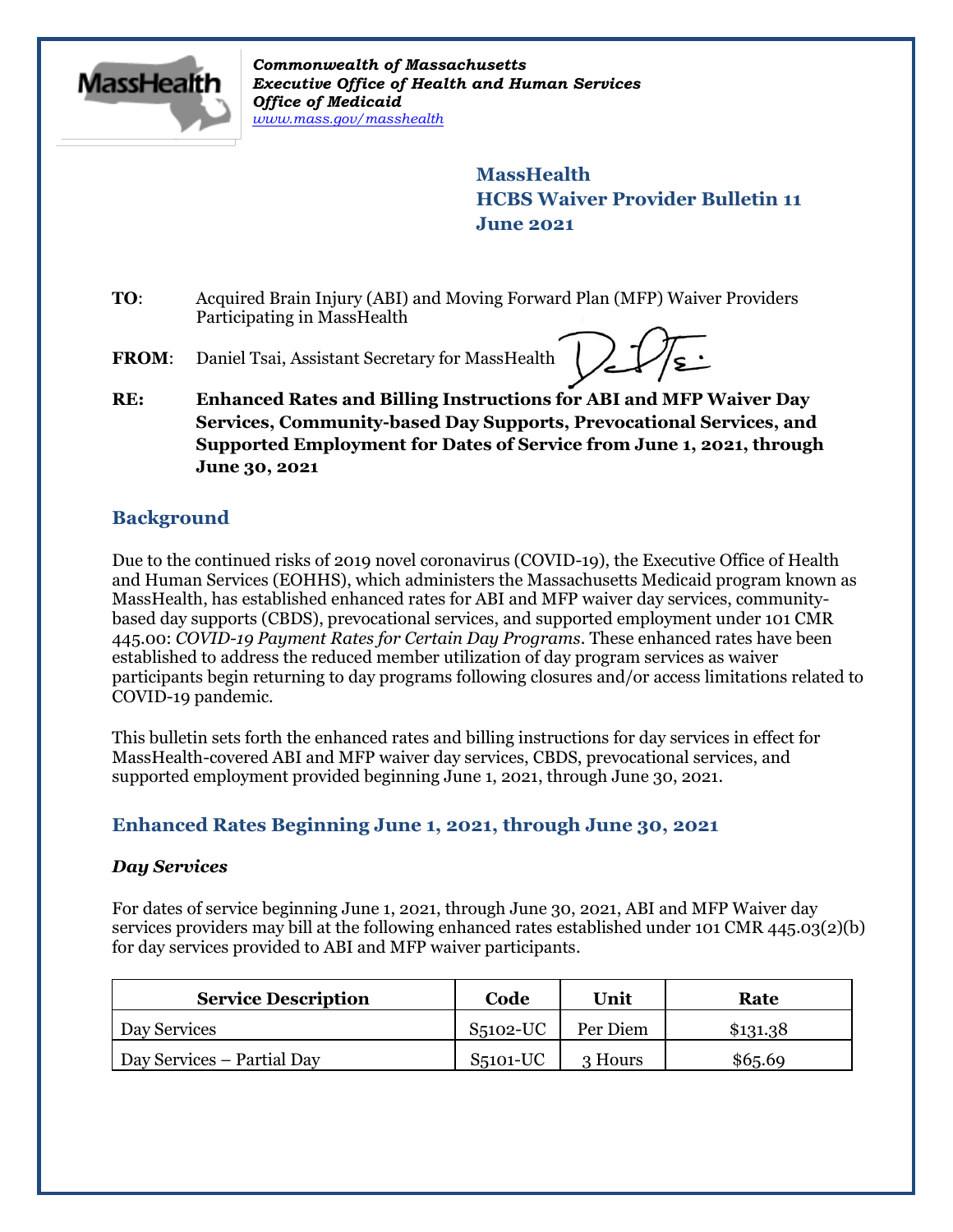*Commonwealth of Massachusetts*
***Executive Office of Health and Human Services***
***Office of Medicaid***
*www.mass.gov/masshealth*

**MassHealth**
**HCBS Waiver Provider Bulletin 11**
**June 2021**

**TO**: Acquired Brain Injury (ABI) and Moving Forward Plan (MFP) Waiver Providers Participating in MassHealth

**FROM**: Daniel Tsai, Assistant Secretary for MassHealth

**RE: Enhanced Rates and Billing Instructions for ABI and MFP Waiver Day Services, Community-based Day Supports, Prevocational Services, and Supported Employment for Dates of Service from June 1, 2021, through June 30, 2021**

## Background

Due to the continued risks of 2019 novel coronavirus (COVID-19), the Executive Office of Health and Human Services (EOHHS), which administers the Massachusetts Medicaid program known as MassHealth, has established enhanced rates for ABI and MFP waiver day services, community-based day supports (CBDS), prevocational services, and supported employment under 101 CMR 445.00: *COVID-19 Payment Rates for Certain Day Programs*. These enhanced rates have been established to address the reduced member utilization of day program services as waiver participants begin returning to day programs following closures and/or access limitations related to COVID-19 pandemic.

This bulletin sets forth the enhanced rates and billing instructions for day services in effect for MassHealth-covered ABI and MFP waiver day services, CBDS, prevocational services, and supported employment provided beginning June 1, 2021, through June 30, 2021.

## Enhanced Rates Beginning June 1, 2021, through June 30, 2021

### *Day Services*

For dates of service beginning June 1, 2021, through June 30, 2021, ABI and MFP Waiver day services providers may bill at the following enhanced rates established under 101 CMR 445.03(2)(b) for day services provided to ABI and MFP waiver participants.

| Service Description | Code | Unit | Rate |
|---|---|---|---|
| Day Services | S5102-UC | Per Diem | $131.38 |
| Day Services – Partial Day | S5101-UC | 3 Hours | $65.69 |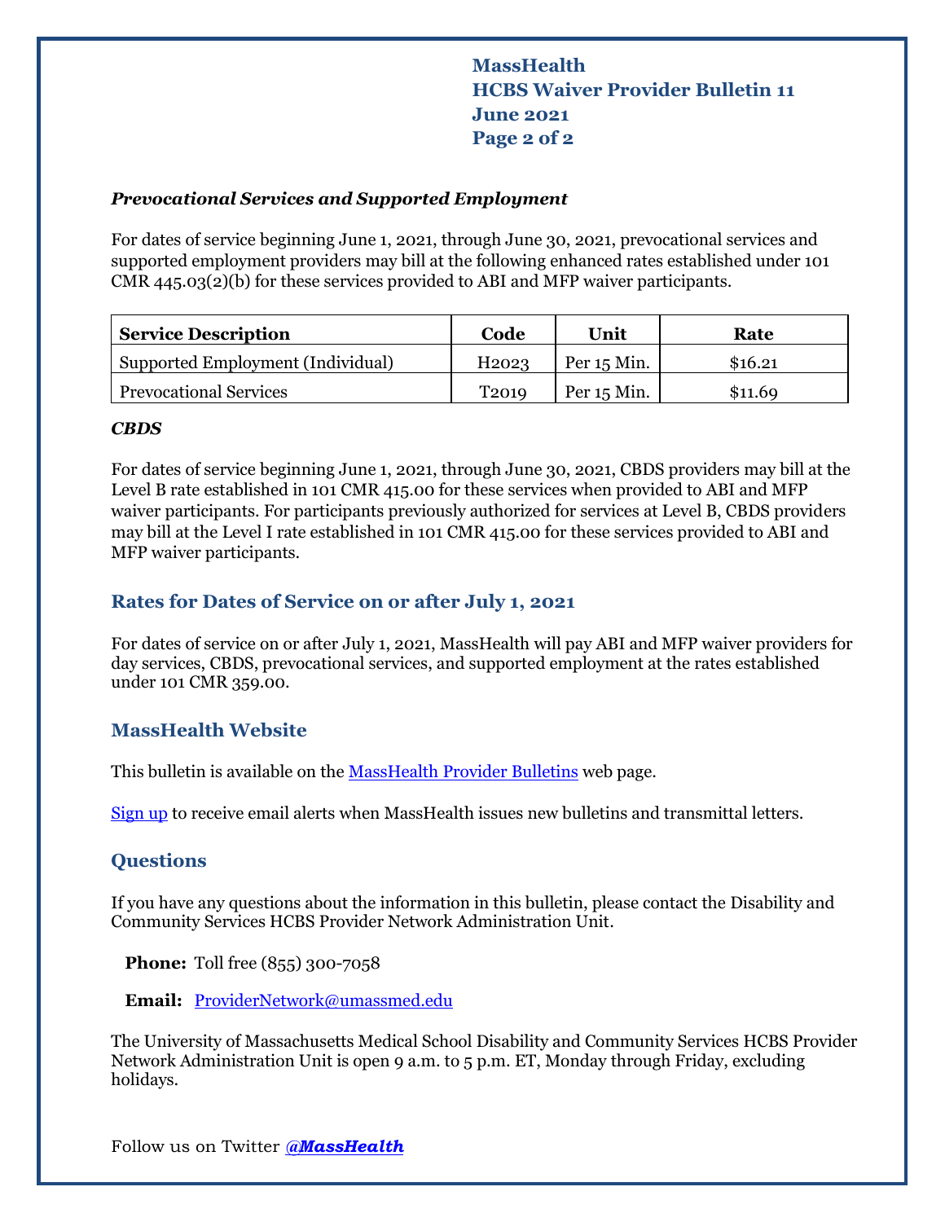### *Prevocational Services and Supported Employment*

For dates of service beginning June 1, 2021, through June 30, 2021, prevocational services and supported employment providers may bill at the following enhanced rates established under 101 CMR 445.03(2)(b) for these services provided to ABI and MFP waiver participants.

| Service Description | Code | Unit | Rate |
|---|---|---|---|
| Supported Employment (Individual) | H2023 | Per 15 Min. | $16.21 |
| Prevocational Services | T2019 | Per 15 Min. | $11.69 |

### *CBDS*

For dates of service beginning June 1, 2021, through June 30, 2021, CBDS providers may bill at the Level B rate established in 101 CMR 415.00 for these services when provided to ABI and MFP waiver participants. For participants previously authorized for services at Level B, CBDS providers may bill at the Level I rate established in 101 CMR 415.00 for these services provided to ABI and MFP waiver participants.

## Rates for Dates of Service on or after July 1, 2021

For dates of service on or after July 1, 2021, MassHealth will pay ABI and MFP waiver providers for day services, CBDS, prevocational services, and supported employment at the rates established under 101 CMR 359.00.

## MassHealth Website

This bulletin is available on the MassHealth Provider Bulletins web page.

Sign up to receive email alerts when MassHealth issues new bulletins and transmittal letters.

## Questions

If you have any questions about the information in this bulletin, please contact the Disability and Community Services HCBS Provider Network Administration Unit.

**Phone:** Toll free (855) 300-7058

**Email:** ProviderNetwork@umassmed.edu

The University of Massachusetts Medical School Disability and Community Services HCBS Provider Network Administration Unit is open 9 a.m. to 5 p.m. ET, Monday through Friday, excluding holidays.

Follow us on Twitter ***@MassHealth***